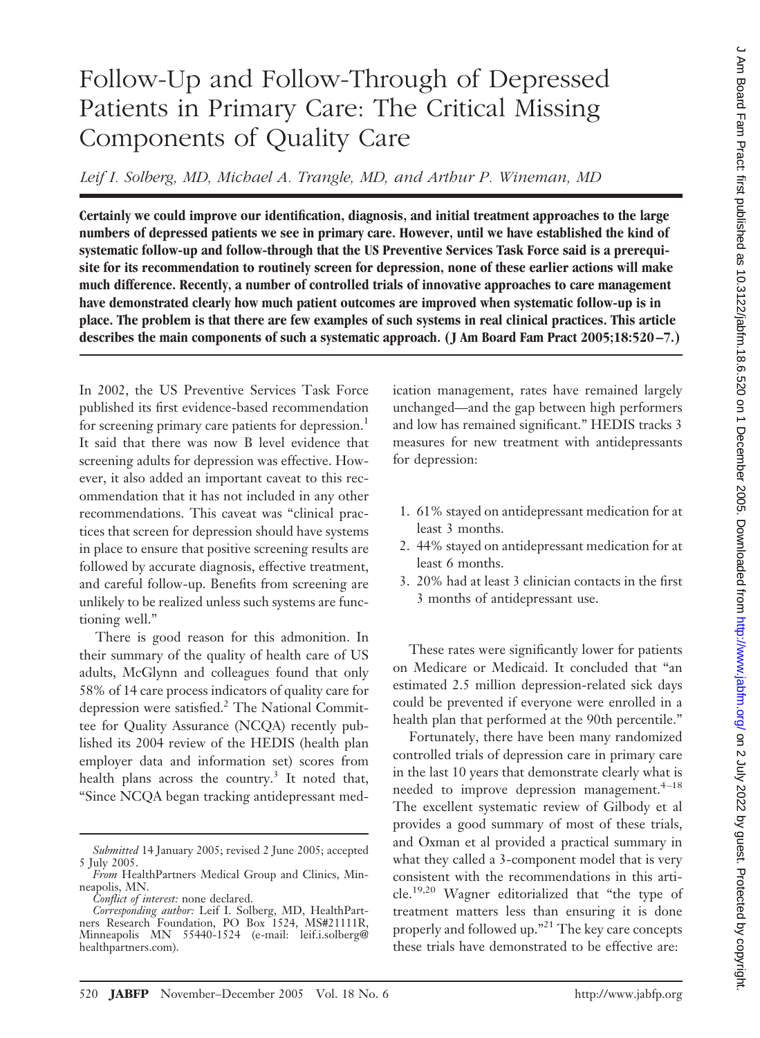# Follow-Up and Follow-Through of Depressed Patients in Primary Care: The Critical Missing Components of Quality Care

*Leif I. Solberg, MD, Michael A. Trangle, MD, and Arthur P. Wineman, MD*

**Certainly we could improve our identification, diagnosis, and initial treatment approaches to the large numbers of depressed patients we see in primary care. However, until we have established the kind of systematic follow-up and follow-through that the US Preventive Services Task Force said is a prerequisite for its recommendation to routinely screen for depression, none of these earlier actions will make much difference. Recently, a number of controlled trials of innovative approaches to care management have demonstrated clearly how much patient outcomes are improved when systematic follow-up is in place. The problem is that there are few examples of such systems in real clinical practices. This article describes the main components of such a systematic approach. (J Am Board Fam Pract 2005;18:520–7.)**

In 2002, the US Preventive Services Task Force published its first evidence-based recommendation for screening primary care patients for depression.[1] It said that there was now B level evidence that screening adults for depression was effective. However, it also added an important caveat to this recommendation that it has not included in any other recommendations. This caveat was "clinical practices that screen for depression should have systems in place to ensure that positive screening results are followed by accurate diagnosis, effective treatment, and careful follow-up. Benefits from screening are unlikely to be realized unless such systems are functioning well."

There is good reason for this admonition. In their summary of the quality of health care of US adults, McGlynn and colleagues found that only 58% of 14 care process indicators of quality care for depression were satisfied.[2] The National Committee for Quality Assurance (NCQA) recently published its 2004 review of the HEDIS (health plan employer data and information set) scores from health plans across the country.[3] It noted that, "Since NCQA began tracking antidepressant medication management, rates have remained largely unchanged—and the gap between high performers and low has remained significant." HEDIS tracks 3 measures for new treatment with antidepressants for depression:

1. 61% stayed on antidepressant medication for at least 3 months.
2. 44% stayed on antidepressant medication for at least 6 months.
3. 20% had at least 3 clinician contacts in the first 3 months of antidepressant use.

These rates were significantly lower for patients on Medicare or Medicaid. It concluded that "an estimated 2.5 million depression-related sick days could be prevented if everyone were enrolled in a health plan that performed at the 90th percentile."

Fortunately, there have been many randomized controlled trials of depression care in primary care in the last 10 years that demonstrate clearly what is needed to improve depression management.[4–18] The excellent systematic review of Gilbody et al provides a good summary of most of these trials, and Oxman et al provided a practical summary in what they called a 3-component model that is very consistent with the recommendations in this article.[19,20] Wagner editorialized that "the type of treatment matters less than ensuring it is done properly and followed up."[21] The key care concepts these trials have demonstrated to be effective are:

*Submitted* 14 January 2005; revised 2 June 2005; accepted 5 July 2005.

*From* HealthPartners Medical Group and Clinics, Minneapolis, MN.

*Conflict of interest:* none declared.

*Corresponding author:* Leif I. Solberg, MD, HealthPartners Research Foundation, PO Box 1524, MS#21111R, Minneapolis MN 55440-1524 (e-mail: leif.i.solberg@healthpartners.com).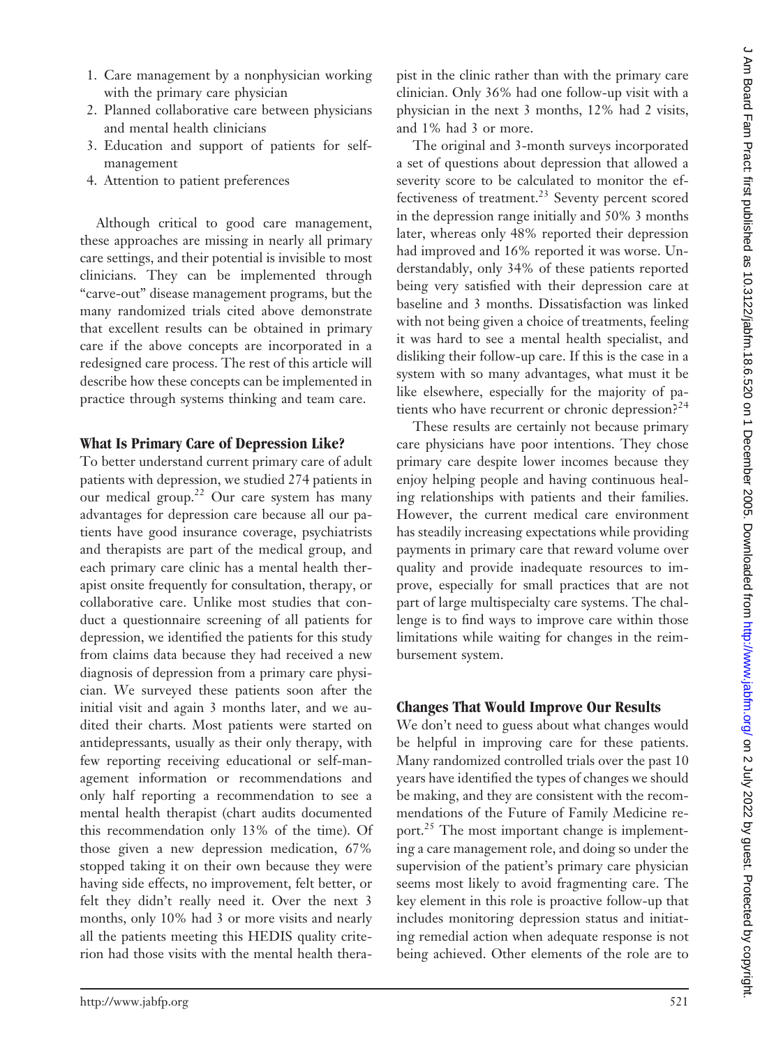1. Care management by a nonphysician working with the primary care physician
2. Planned collaborative care between physicians and mental health clinicians
3. Education and support of patients for self-management
4. Attention to patient preferences

Although critical to good care management, these approaches are missing in nearly all primary care settings, and their potential is invisible to most clinicians. They can be implemented through "carve-out" disease management programs, but the many randomized trials cited above demonstrate that excellent results can be obtained in primary care if the above concepts are incorporated in a redesigned care process. The rest of this article will describe how these concepts can be implemented in practice through systems thinking and team care.

## What Is Primary Care of Depression Like?

To better understand current primary care of adult patients with depression, we studied 274 patients in our medical group.[22] Our care system has many advantages for depression care because all our patients have good insurance coverage, psychiatrists and therapists are part of the medical group, and each primary care clinic has a mental health therapist onsite frequently for consultation, therapy, or collaborative care. Unlike most studies that conduct a questionnaire screening of all patients for depression, we identified the patients for this study from claims data because they had received a new diagnosis of depression from a primary care physician. We surveyed these patients soon after the initial visit and again 3 months later, and we audited their charts. Most patients were started on antidepressants, usually as their only therapy, with few reporting receiving educational or self-management information or recommendations and only half reporting a recommendation to see a mental health therapist (chart audits documented this recommendation only 13% of the time). Of those given a new depression medication, 67% stopped taking it on their own because they were having side effects, no improvement, felt better, or felt they didn't really need it. Over the next 3 months, only 10% had 3 or more visits and nearly all the patients meeting this HEDIS quality criterion had those visits with the mental health therapist in the clinic rather than with the primary care clinician. Only 36% had one follow-up visit with a physician in the next 3 months, 12% had 2 visits, and 1% had 3 or more.

The original and 3-month surveys incorporated a set of questions about depression that allowed a severity score to be calculated to monitor the effectiveness of treatment.[23] Seventy percent scored in the depression range initially and 50% 3 months later, whereas only 48% reported their depression had improved and 16% reported it was worse. Understandably, only 34% of these patients reported being very satisfied with their depression care at baseline and 3 months. Dissatisfaction was linked with not being given a choice of treatments, feeling it was hard to see a mental health specialist, and disliking their follow-up care. If this is the case in a system with so many advantages, what must it be like elsewhere, especially for the majority of patients who have recurrent or chronic depression?[24]

These results are certainly not because primary care physicians have poor intentions. They chose primary care despite lower incomes because they enjoy helping people and having continuous healing relationships with patients and their families. However, the current medical care environment has steadily increasing expectations while providing payments in primary care that reward volume over quality and provide inadequate resources to improve, especially for small practices that are not part of large multispecialty care systems. The challenge is to find ways to improve care within those limitations while waiting for changes in the reimbursement system.

## Changes That Would Improve Our Results

We don't need to guess about what changes would be helpful in improving care for these patients. Many randomized controlled trials over the past 10 years have identified the types of changes we should be making, and they are consistent with the recommendations of the Future of Family Medicine report.[25] The most important change is implementing a care management role, and doing so under the supervision of the patient's primary care physician seems most likely to avoid fragmenting care. The key element in this role is proactive follow-up that includes monitoring depression status and initiating remedial action when adequate response is not being achieved. Other elements of the role are to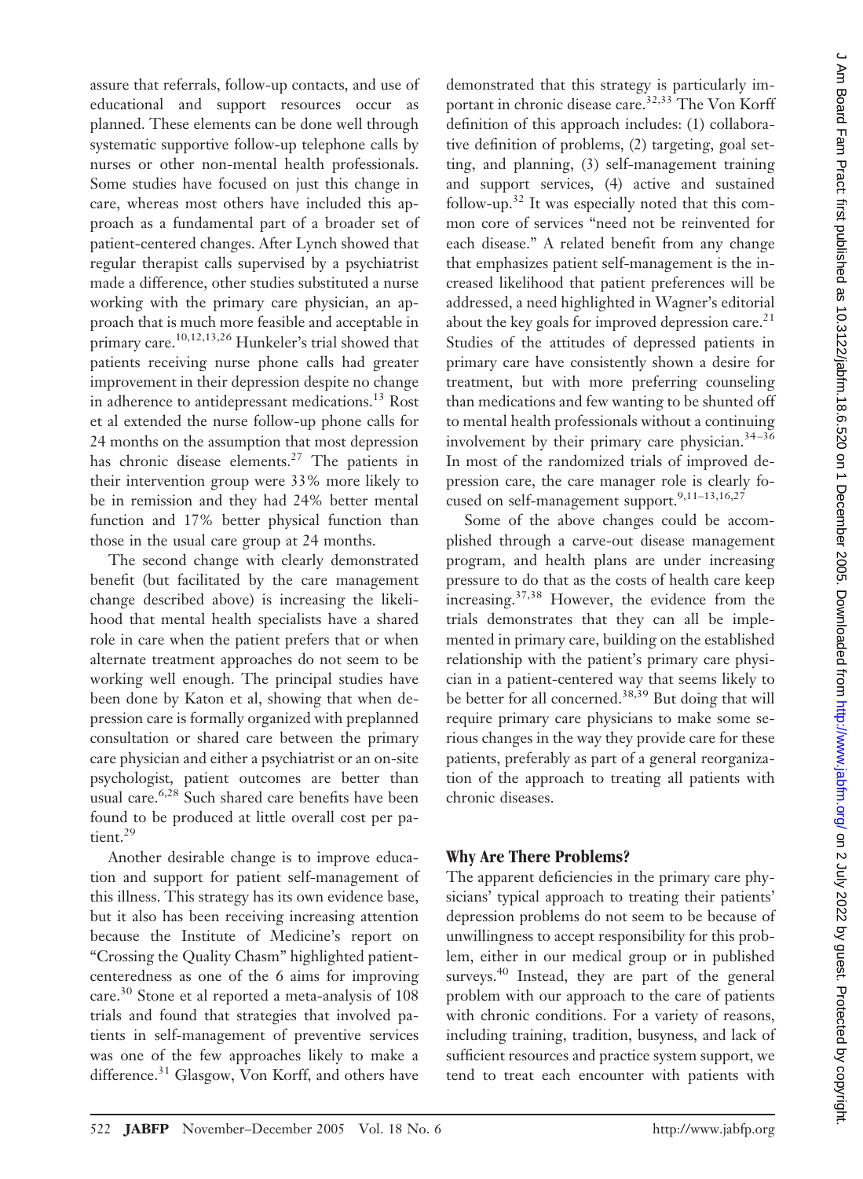assure that referrals, follow-up contacts, and use of educational and support resources occur as planned. These elements can be done well through systematic supportive follow-up telephone calls by nurses or other non-mental health professionals. Some studies have focused on just this change in care, whereas most others have included this approach as a fundamental part of a broader set of patient-centered changes. After Lynch showed that regular therapist calls supervised by a psychiatrist made a difference, other studies substituted a nurse working with the primary care physician, an approach that is much more feasible and acceptable in primary care.[10,12,13,26] Hunkeler's trial showed that patients receiving nurse phone calls had greater improvement in their depression despite no change in adherence to antidepressant medications.[13] Rost et al extended the nurse follow-up phone calls for 24 months on the assumption that most depression has chronic disease elements.[27] The patients in their intervention group were 33% more likely to be in remission and they had 24% better mental function and 17% better physical function than those in the usual care group at 24 months.

The second change with clearly demonstrated benefit (but facilitated by the care management change described above) is increasing the likelihood that mental health specialists have a shared role in care when the patient prefers that or when alternate treatment approaches do not seem to be working well enough. The principal studies have been done by Katon et al, showing that when depression care is formally organized with preplanned consultation or shared care between the primary care physician and either a psychiatrist or an on-site psychologist, patient outcomes are better than usual care.[6,28] Such shared care benefits have been found to be produced at little overall cost per patient.[29]

Another desirable change is to improve education and support for patient self-management of this illness. This strategy has its own evidence base, but it also has been receiving increasing attention because the Institute of Medicine's report on "Crossing the Quality Chasm" highlighted patient-centeredness as one of the 6 aims for improving care.[30] Stone et al reported a meta-analysis of 108 trials and found that strategies that involved patients in self-management of preventive services was one of the few approaches likely to make a difference.[31] Glasgow, Von Korff, and others have demonstrated that this strategy is particularly important in chronic disease care.[32,33] The Von Korff definition of this approach includes: (1) collaborative definition of problems, (2) targeting, goal setting, and planning, (3) self-management training and support services, (4) active and sustained follow-up.[32] It was especially noted that this common core of services "need not be reinvented for each disease." A related benefit from any change that emphasizes patient self-management is the increased likelihood that patient preferences will be addressed, a need highlighted in Wagner's editorial about the key goals for improved depression care.[21] Studies of the attitudes of depressed patients in primary care have consistently shown a desire for treatment, but with more preferring counseling than medications and few wanting to be shunted off to mental health professionals without a continuing involvement by their primary care physician.[34–36] In most of the randomized trials of improved depression care, the care manager role is clearly focused on self-management support.[9,11–13,16,27]

Some of the above changes could be accomplished through a carve-out disease management program, and health plans are under increasing pressure to do that as the costs of health care keep increasing.[37,38] However, the evidence from the trials demonstrates that they can all be implemented in primary care, building on the established relationship with the patient's primary care physician in a patient-centered way that seems likely to be better for all concerned.[38,39] But doing that will require primary care physicians to make some serious changes in the way they provide care for these patients, preferably as part of a general reorganization of the approach to treating all patients with chronic diseases.

## Why Are There Problems?

The apparent deficiencies in the primary care physicians' typical approach to treating their patients' depression problems do not seem to be because of unwillingness to accept responsibility for this problem, either in our medical group or in published surveys.[40] Instead, they are part of the general problem with our approach to the care of patients with chronic conditions. For a variety of reasons, including training, tradition, busyness, and lack of sufficient resources and practice system support, we tend to treat each encounter with patients with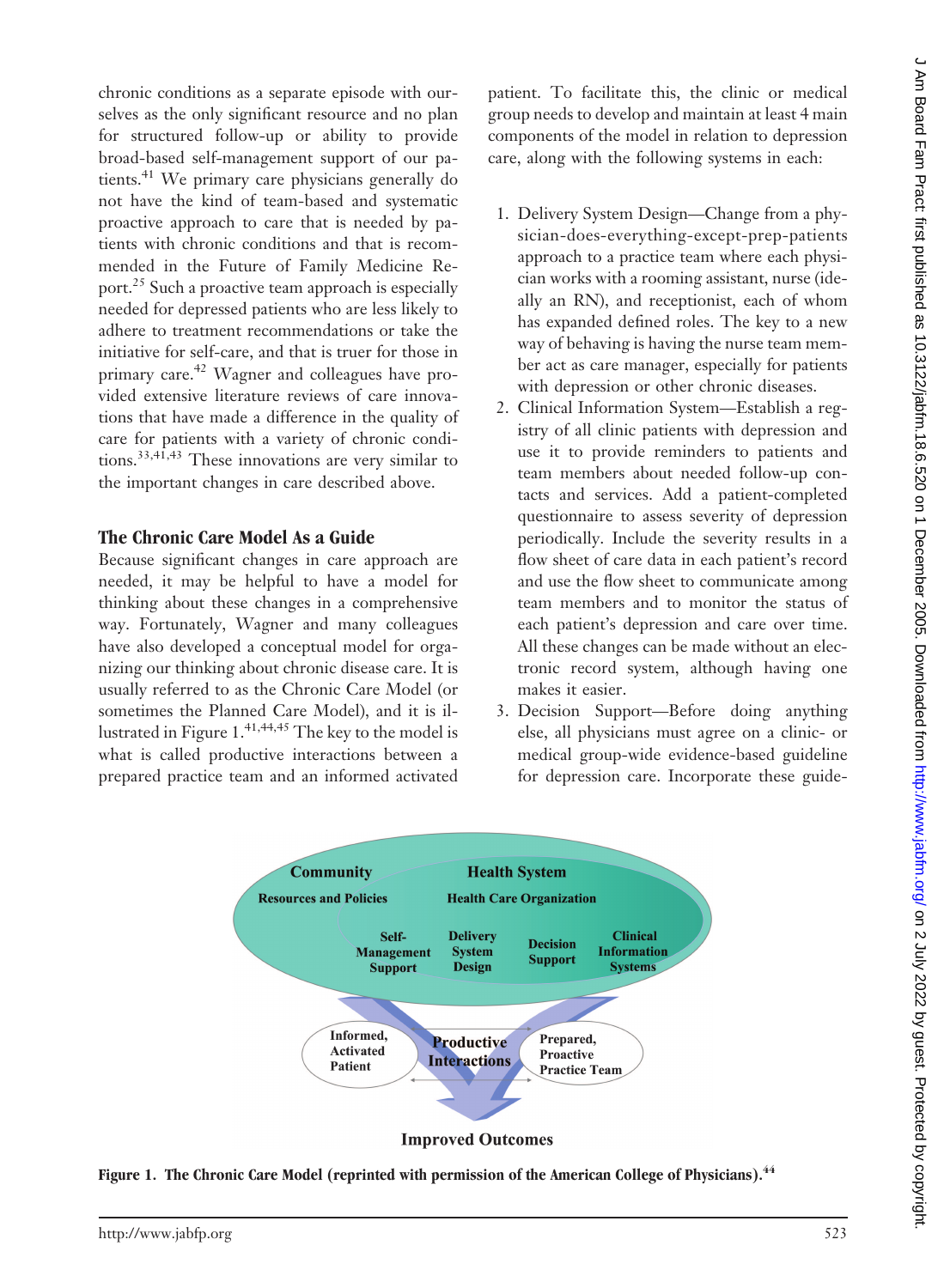chronic conditions as a separate episode with ourselves as the only significant resource and no plan for structured follow-up or ability to provide broad-based self-management support of our patients.[41] We primary care physicians generally do not have the kind of team-based and systematic proactive approach to care that is needed by patients with chronic conditions and that is recommended in the Future of Family Medicine Report.[25] Such a proactive team approach is especially needed for depressed patients who are less likely to adhere to treatment recommendations or take the initiative for self-care, and that is truer for those in primary care.[42] Wagner and colleagues have provided extensive literature reviews of care innovations that have made a difference in the quality of care for patients with a variety of chronic conditions.[33,41,43] These innovations are very similar to the important changes in care described above.

## The Chronic Care Model As a Guide

Because significant changes in care approach are needed, it may be helpful to have a model for thinking about these changes in a comprehensive way. Fortunately, Wagner and many colleagues have also developed a conceptual model for organizing our thinking about chronic disease care. It is usually referred to as the Chronic Care Model (or sometimes the Planned Care Model), and it is illustrated in Figure 1.[41,44,45] The key to the model is what is called productive interactions between a prepared practice team and an informed activated patient. To facilitate this, the clinic or medical group needs to develop and maintain at least 4 main components of the model in relation to depression care, along with the following systems in each:

1. Delivery System Design—Change from a physician-does-everything-except-prep-patients approach to a practice team where each physician works with a rooming assistant, nurse (ideally an RN), and receptionist, each of whom has expanded defined roles. The key to a new way of behaving is having the nurse team member act as care manager, especially for patients with depression or other chronic diseases.
2. Clinical Information System—Establish a registry of all clinic patients with depression and use it to provide reminders to patients and team members about needed follow-up contacts and services. Add a patient-completed questionnaire to assess severity of depression periodically. Include the severity results in a flow sheet of care data in each patient's record and use the flow sheet to communicate among team members and to monitor the status of each patient's depression and care over time. All these changes can be made without an electronic record system, although having one makes it easier.
3. Decision Support—Before doing anything else, all physicians must agree on a clinic- or medical group-wide evidence-based guideline for depression care. Incorporate these guide-

Community — Resources and Policies
Health System — Health Care Organization
Self-Management Support | Delivery System Design | Decision Support | Clinical Information Systems
Informed, Activated Patient — Productive Interactions — Prepared, Proactive Practice Team
Improved Outcomes

**Figure 1. The Chronic Care Model (reprinted with permission of the American College of Physicians).[44]**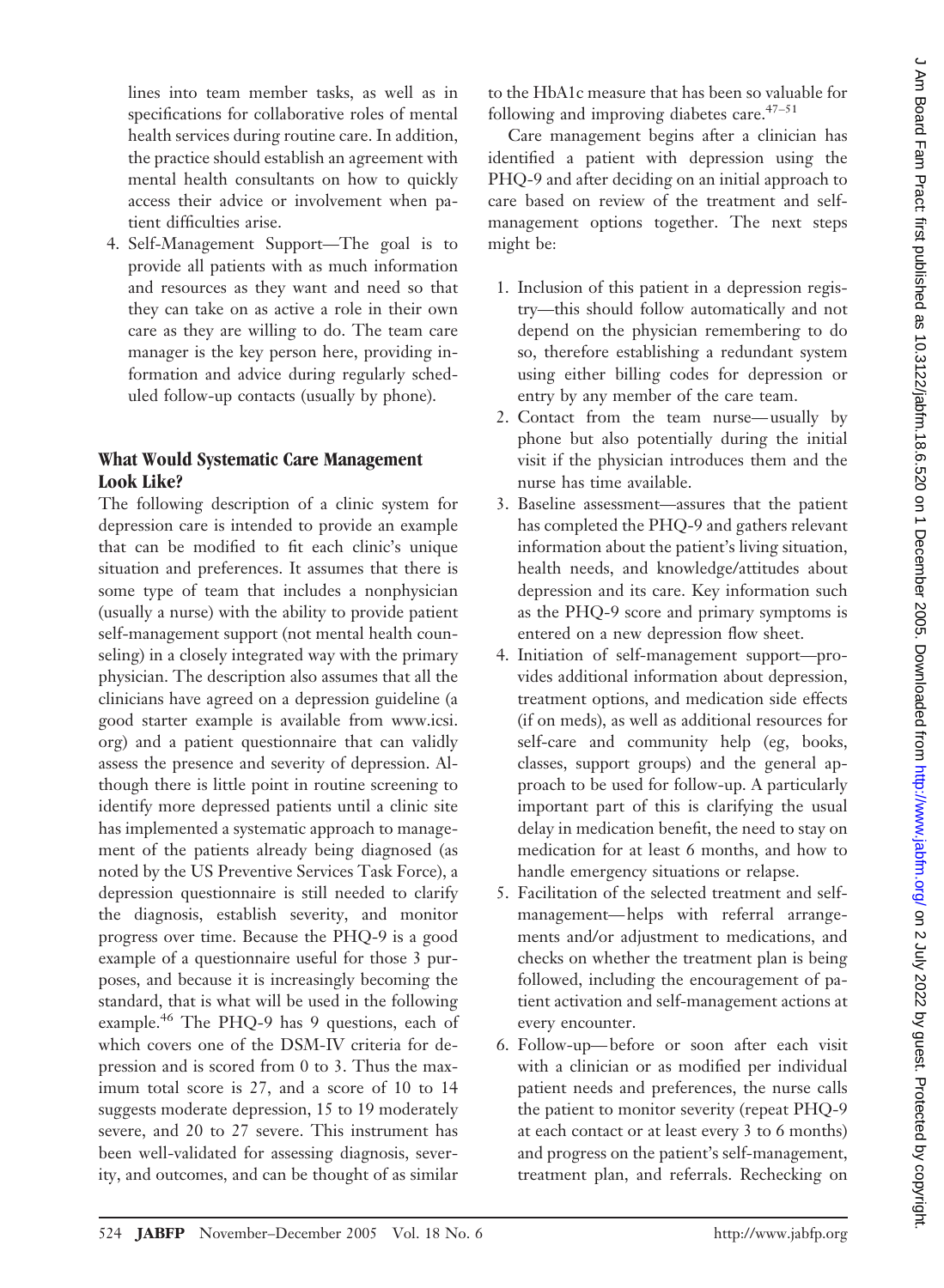lines into team member tasks, as well as in specifications for collaborative roles of mental health services during routine care. In addition, the practice should establish an agreement with mental health consultants on how to quickly access their advice or involvement when patient difficulties arise.

4. Self-Management Support—The goal is to provide all patients with as much information and resources as they want and need so that they can take on as active a role in their own care as they are willing to do. The team care manager is the key person here, providing information and advice during regularly scheduled follow-up contacts (usually by phone).

## What Would Systematic Care Management Look Like?

The following description of a clinic system for depression care is intended to provide an example that can be modified to fit each clinic's unique situation and preferences. It assumes that there is some type of team that includes a nonphysician (usually a nurse) with the ability to provide patient self-management support (not mental health counseling) in a closely integrated way with the primary physician. The description also assumes that all the clinicians have agreed on a depression guideline (a good starter example is available from www.icsi.org) and a patient questionnaire that can validly assess the presence and severity of depression. Although there is little point in routine screening to identify more depressed patients until a clinic site has implemented a systematic approach to management of the patients already being diagnosed (as noted by the US Preventive Services Task Force), a depression questionnaire is still needed to clarify the diagnosis, establish severity, and monitor progress over time. Because the PHQ-9 is a good example of a questionnaire useful for those 3 purposes, and because it is increasingly becoming the standard, that is what will be used in the following example.[46] The PHQ-9 has 9 questions, each of which covers one of the DSM-IV criteria for depression and is scored from 0 to 3. Thus the maximum total score is 27, and a score of 10 to 14 suggests moderate depression, 15 to 19 moderately severe, and 20 to 27 severe. This instrument has been well-validated for assessing diagnosis, severity, and outcomes, and can be thought of as similar to the HbA1c measure that has been so valuable for following and improving diabetes care.[47–51]

Care management begins after a clinician has identified a patient with depression using the PHQ-9 and after deciding on an initial approach to care based on review of the treatment and self-management options together. The next steps might be:

1. Inclusion of this patient in a depression registry—this should follow automatically and not depend on the physician remembering to do so, therefore establishing a redundant system using either billing codes for depression or entry by any member of the care team.
2. Contact from the team nurse—usually by phone but also potentially during the initial visit if the physician introduces them and the nurse has time available.
3. Baseline assessment—assures that the patient has completed the PHQ-9 and gathers relevant information about the patient's living situation, health needs, and knowledge/attitudes about depression and its care. Key information such as the PHQ-9 score and primary symptoms is entered on a new depression flow sheet.
4. Initiation of self-management support—provides additional information about depression, treatment options, and medication side effects (if on meds), as well as additional resources for self-care and community help (eg, books, classes, support groups) and the general approach to be used for follow-up. A particularly important part of this is clarifying the usual delay in medication benefit, the need to stay on medication for at least 6 months, and how to handle emergency situations or relapse.
5. Facilitation of the selected treatment and self-management—helps with referral arrangements and/or adjustment to medications, and checks on whether the treatment plan is being followed, including the encouragement of patient activation and self-management actions at every encounter.
6. Follow-up—before or soon after each visit with a clinician or as modified per individual patient needs and preferences, the nurse calls the patient to monitor severity (repeat PHQ-9 at each contact or at least every 3 to 6 months) and progress on the patient's self-management, treatment plan, and referrals. Rechecking on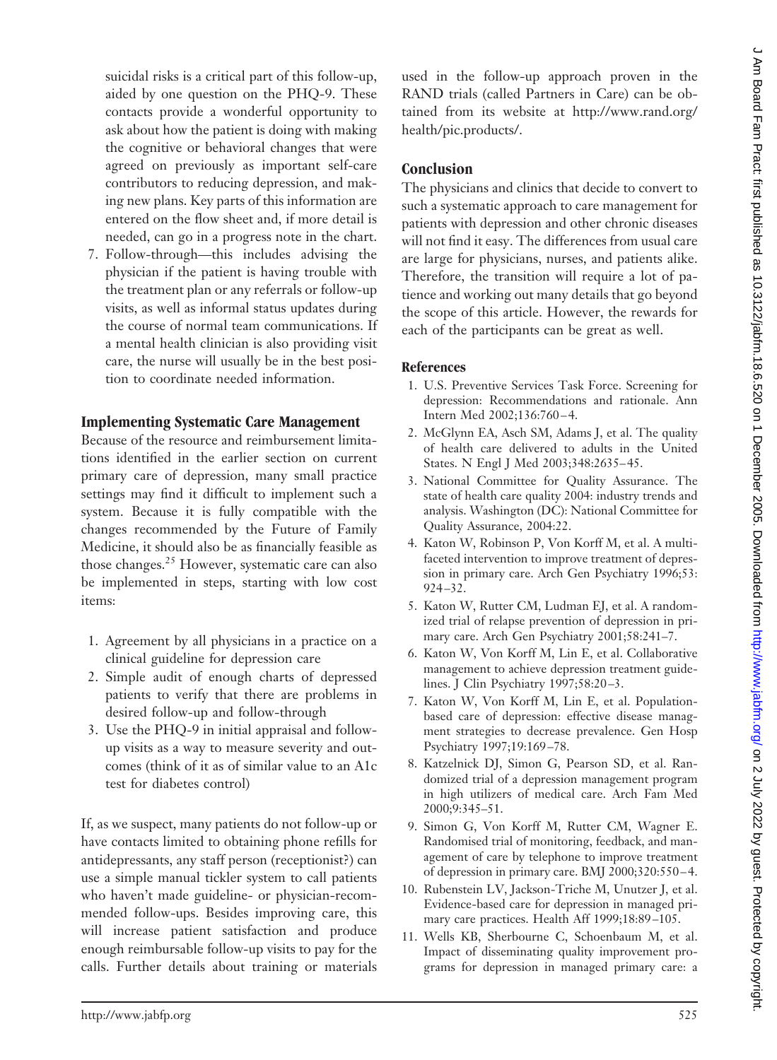suicidal risks is a critical part of this follow-up, aided by one question on the PHQ-9. These contacts provide a wonderful opportunity to ask about how the patient is doing with making the cognitive or behavioral changes that were agreed on previously as important self-care contributors to reducing depression, and making new plans. Key parts of this information are entered on the flow sheet and, if more detail is needed, can go in a progress note in the chart.

7. Follow-through—this includes advising the physician if the patient is having trouble with the treatment plan or any referrals or follow-up visits, as well as informal status updates during the course of normal team communications. If a mental health clinician is also providing visit care, the nurse will usually be in the best position to coordinate needed information.

## Implementing Systematic Care Management

Because of the resource and reimbursement limitations identified in the earlier section on current primary care of depression, many small practice settings may find it difficult to implement such a system. Because it is fully compatible with the changes recommended by the Future of Family Medicine, it should also be as financially feasible as those changes.[25] However, systematic care can also be implemented in steps, starting with low cost items:

1. Agreement by all physicians in a practice on a clinical guideline for depression care
2. Simple audit of enough charts of depressed patients to verify that there are problems in desired follow-up and follow-through
3. Use the PHQ-9 in initial appraisal and follow-up visits as a way to measure severity and outcomes (think of it as of similar value to an A1c test for diabetes control)

If, as we suspect, many patients do not follow-up or have contacts limited to obtaining phone refills for antidepressants, any staff person (receptionist?) can use a simple manual tickler system to call patients who haven't made guideline- or physician-recommended follow-ups. Besides improving care, this will increase patient satisfaction and produce enough reimbursable follow-up visits to pay for the calls. Further details about training or materials used in the follow-up approach proven in the RAND trials (called Partners in Care) can be obtained from its website at http://www.rand.org/health/pic.products/.

## Conclusion

The physicians and clinics that decide to convert to such a systematic approach to care management for patients with depression and other chronic diseases will not find it easy. The differences from usual care are large for physicians, nurses, and patients alike. Therefore, the transition will require a lot of patience and working out many details that go beyond the scope of this article. However, the rewards for each of the participants can be great as well.

## References

1. U.S. Preventive Services Task Force. Screening for depression: Recommendations and rationale. Ann Intern Med 2002;136:760–4.
2. McGlynn EA, Asch SM, Adams J, et al. The quality of health care delivered to adults in the United States. N Engl J Med 2003;348:2635–45.
3. National Committee for Quality Assurance. The state of health care quality 2004: industry trends and analysis. Washington (DC): National Committee for Quality Assurance, 2004:22.
4. Katon W, Robinson P, Von Korff M, et al. A multifaceted intervention to improve treatment of depression in primary care. Arch Gen Psychiatry 1996;53:924–32.
5. Katon W, Rutter CM, Ludman EJ, et al. A randomized trial of relapse prevention of depression in primary care. Arch Gen Psychiatry 2001;58:241–7.
6. Katon W, Von Korff M, Lin E, et al. Collaborative management to achieve depression treatment guidelines. J Clin Psychiatry 1997;58:20–3.
7. Katon W, Von Korff M, Lin E, et al. Population-based care of depression: effective disease management strategies to decrease prevalence. Gen Hosp Psychiatry 1997;19:169–78.
8. Katzelnick DJ, Simon G, Pearson SD, et al. Randomized trial of a depression management program in high utilizers of medical care. Arch Fam Med 2000;9:345–51.
9. Simon G, Von Korff M, Rutter CM, Wagner E. Randomised trial of monitoring, feedback, and management of care by telephone to improve treatment of depression in primary care. BMJ 2000;320:550–4.
10. Rubenstein LV, Jackson-Triche M, Unutzer J, et al. Evidence-based care for depression in managed primary care practices. Health Aff 1999;18:89–105.
11. Wells KB, Sherbourne C, Schoenbaum M, et al. Impact of disseminating quality improvement programs for depression in managed primary care: a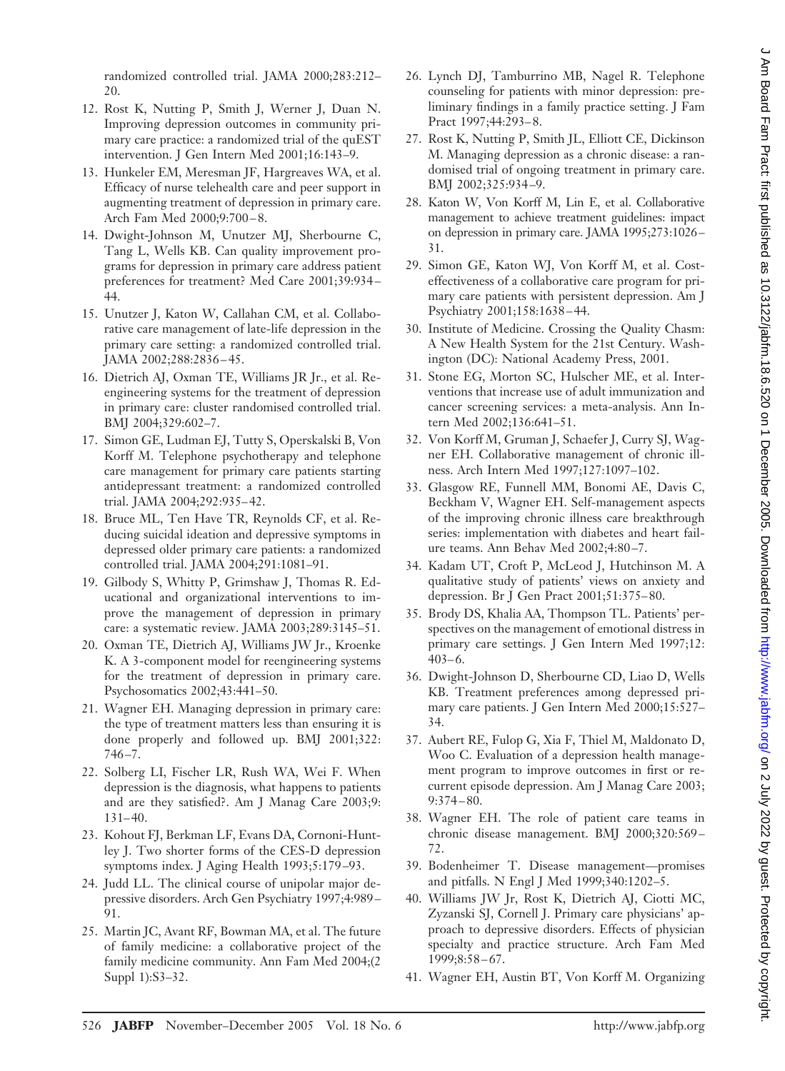randomized controlled trial. JAMA 2000;283:212–20.

12. Rost K, Nutting P, Smith J, Werner J, Duan N. Improving depression outcomes in community primary care practice: a randomized trial of the quEST intervention. J Gen Intern Med 2001;16:143–9.
13. Hunkeler EM, Meresman JF, Hargreaves WA, et al. Efficacy of nurse telehealth care and peer support in augmenting treatment of depression in primary care. Arch Fam Med 2000;9:700–8.
14. Dwight-Johnson M, Unutzer MJ, Sherbourne C, Tang L, Wells KB. Can quality improvement programs for depression in primary care address patient preferences for treatment? Med Care 2001;39:934–44.
15. Unutzer J, Katon W, Callahan CM, et al. Collaborative care management of late-life depression in the primary care setting: a randomized controlled trial. JAMA 2002;288:2836–45.
16. Dietrich AJ, Oxman TE, Williams JR Jr., et al. Re-engineering systems for the treatment of depression in primary care: cluster randomised controlled trial. BMJ 2004;329:602–7.
17. Simon GE, Ludman EJ, Tutty S, Operskalski B, Von Korff M. Telephone psychotherapy and telephone care management for primary care patients starting antidepressant treatment: a randomized controlled trial. JAMA 2004;292:935–42.
18. Bruce ML, Ten Have TR, Reynolds CF, et al. Reducing suicidal ideation and depressive symptoms in depressed older primary care patients: a randomized controlled trial. JAMA 2004;291:1081–91.
19. Gilbody S, Whitty P, Grimshaw J, Thomas R. Educational and organizational interventions to improve the management of depression in primary care: a systematic review. JAMA 2003;289:3145–51.
20. Oxman TE, Dietrich AJ, Williams JW Jr., Kroenke K. A 3-component model for reengineering systems for the treatment of depression in primary care. Psychosomatics 2002;43:441–50.
21. Wagner EH. Managing depression in primary care: the type of treatment matters less than ensuring it is done properly and followed up. BMJ 2001;322:746–7.
22. Solberg LI, Fischer LR, Rush WA, Wei F. When depression is the diagnosis, what happens to patients and are they satisfied?. Am J Manag Care 2003;9:131–40.
23. Kohout FJ, Berkman LF, Evans DA, Cornoni-Huntley J. Two shorter forms of the CES-D depression symptoms index. J Aging Health 1993;5:179–93.
24. Judd LL. The clinical course of unipolar major depressive disorders. Arch Gen Psychiatry 1997;4:989–91.
25. Martin JC, Avant RF, Bowman MA, et al. The future of family medicine: a collaborative project of the family medicine community. Ann Fam Med 2004;(2 Suppl 1):S3–32.
26. Lynch DJ, Tamburrino MB, Nagel R. Telephone counseling for patients with minor depression: preliminary findings in a family practice setting. J Fam Pract 1997;44:293–8.
27. Rost K, Nutting P, Smith JL, Elliott CE, Dickinson M. Managing depression as a chronic disease: a randomised trial of ongoing treatment in primary care. BMJ 2002;325:934–9.
28. Katon W, Von Korff M, Lin E, et al. Collaborative management to achieve treatment guidelines: impact on depression in primary care. JAMA 1995;273:1026–31.
29. Simon GE, Katon WJ, Von Korff M, et al. Cost-effectiveness of a collaborative care program for primary care patients with persistent depression. Am J Psychiatry 2001;158:1638–44.
30. Institute of Medicine. Crossing the Quality Chasm: A New Health System for the 21st Century. Washington (DC): National Academy Press, 2001.
31. Stone EG, Morton SC, Hulscher ME, et al. Interventions that increase use of adult immunization and cancer screening services: a meta-analysis. Ann Intern Med 2002;136:641–51.
32. Von Korff M, Gruman J, Schaefer J, Curry SJ, Wagner EH. Collaborative management of chronic illness. Arch Intern Med 1997;127:1097–102.
33. Glasgow RE, Funnell MM, Bonomi AE, Davis C, Beckham V, Wagner EH. Self-management aspects of the improving chronic illness care breakthrough series: implementation with diabetes and heart failure teams. Ann Behav Med 2002;4:80–7.
34. Kadam UT, Croft P, McLeod J, Hutchinson M. A qualitative study of patients' views on anxiety and depression. Br J Gen Pract 2001;51:375–80.
35. Brody DS, Khalia AA, Thompson TL. Patients' perspectives on the management of emotional distress in primary care settings. J Gen Intern Med 1997;12:403–6.
36. Dwight-Johnson D, Sherbourne CD, Liao D, Wells KB. Treatment preferences among depressed primary care patients. J Gen Intern Med 2000;15:527–34.
37. Aubert RE, Fulop G, Xia F, Thiel M, Maldonato D, Woo C. Evaluation of a depression health management program to improve outcomes in first or recurrent episode depression. Am J Manag Care 2003;9:374–80.
38. Wagner EH. The role of patient care teams in chronic disease management. BMJ 2000;320:569–72.
39. Bodenheimer T. Disease management—promises and pitfalls. N Engl J Med 1999;340:1202–5.
40. Williams JW Jr, Rost K, Dietrich AJ, Ciotti MC, Zyzanski SJ, Cornell J. Primary care physicians' approach to depressive disorders. Effects of physician specialty and practice structure. Arch Fam Med 1999;8:58–67.
41. Wagner EH, Austin BT, Von Korff M. Organizing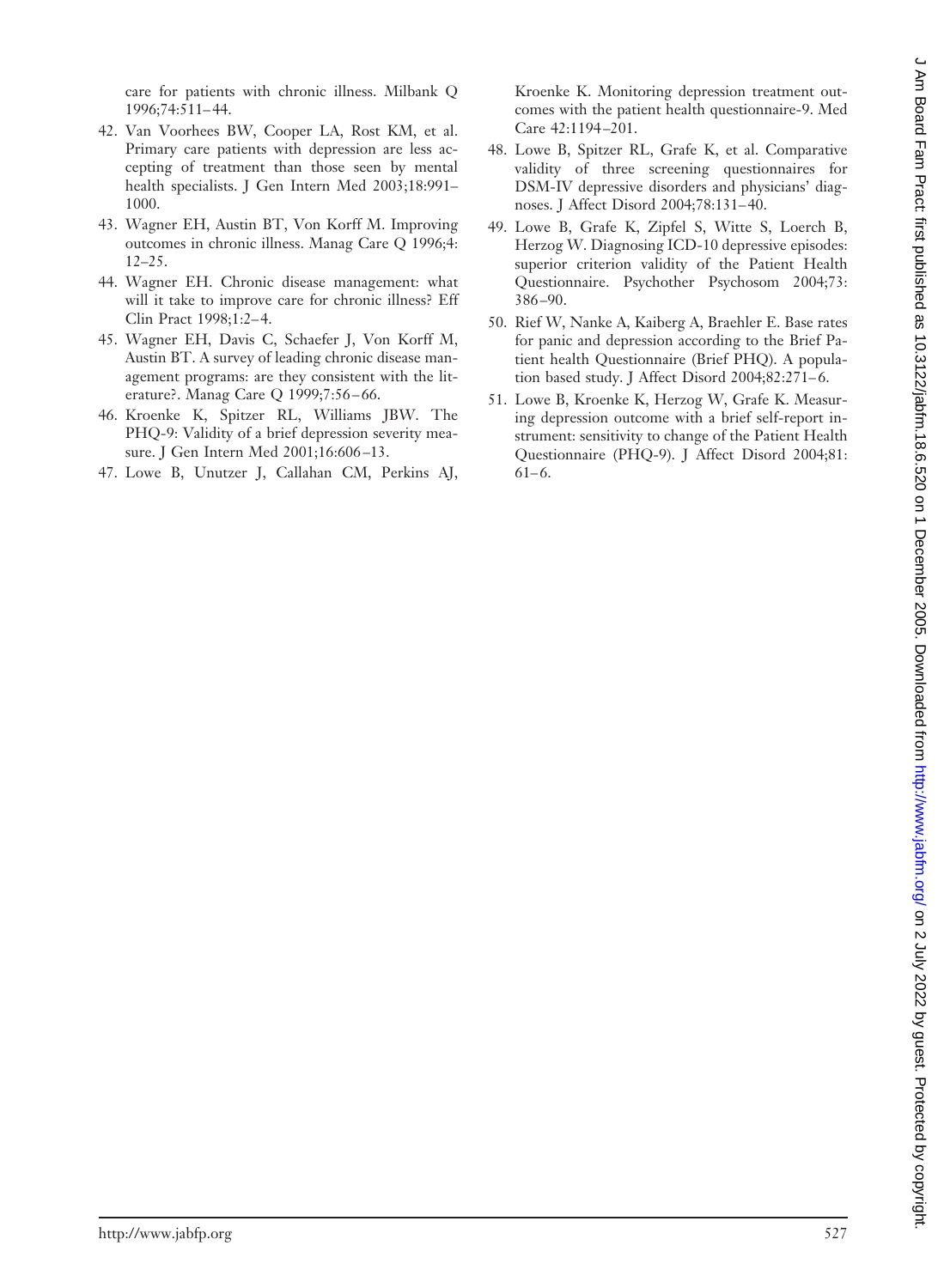care for patients with chronic illness. Milbank Q 1996;74:511–44.

42. Van Voorhees BW, Cooper LA, Rost KM, et al. Primary care patients with depression are less accepting of treatment than those seen by mental health specialists. J Gen Intern Med 2003;18:991–1000.
43. Wagner EH, Austin BT, Von Korff M. Improving outcomes in chronic illness. Manag Care Q 1996;4:12–25.
44. Wagner EH. Chronic disease management: what will it take to improve care for chronic illness? Eff Clin Pract 1998;1:2–4.
45. Wagner EH, Davis C, Schaefer J, Von Korff M, Austin BT. A survey of leading chronic disease management programs: are they consistent with the literature?. Manag Care Q 1999;7:56–66.
46. Kroenke K, Spitzer RL, Williams JBW. The PHQ-9: Validity of a brief depression severity measure. J Gen Intern Med 2001;16:606–13.
47. Lowe B, Unutzer J, Callahan CM, Perkins AJ, Kroenke K. Monitoring depression treatment outcomes with the patient health questionnaire-9. Med Care 42:1194–201.
48. Lowe B, Spitzer RL, Grafe K, et al. Comparative validity of three screening questionnaires for DSM-IV depressive disorders and physicians' diagnoses. J Affect Disord 2004;78:131–40.
49. Lowe B, Grafe K, Zipfel S, Witte S, Loerch B, Herzog W. Diagnosing ICD-10 depressive episodes: superior criterion validity of the Patient Health Questionnaire. Psychother Psychosom 2004;73:386–90.
50. Rief W, Nanke A, Kaiberg A, Braehler E. Base rates for panic and depression according to the Brief Patient health Questionnaire (Brief PHQ). A population based study. J Affect Disord 2004;82:271–6.
51. Lowe B, Kroenke K, Herzog W, Grafe K. Measuring depression outcome with a brief self-report instrument: sensitivity to change of the Patient Health Questionnaire (PHQ-9). J Affect Disord 2004;81:61–6.